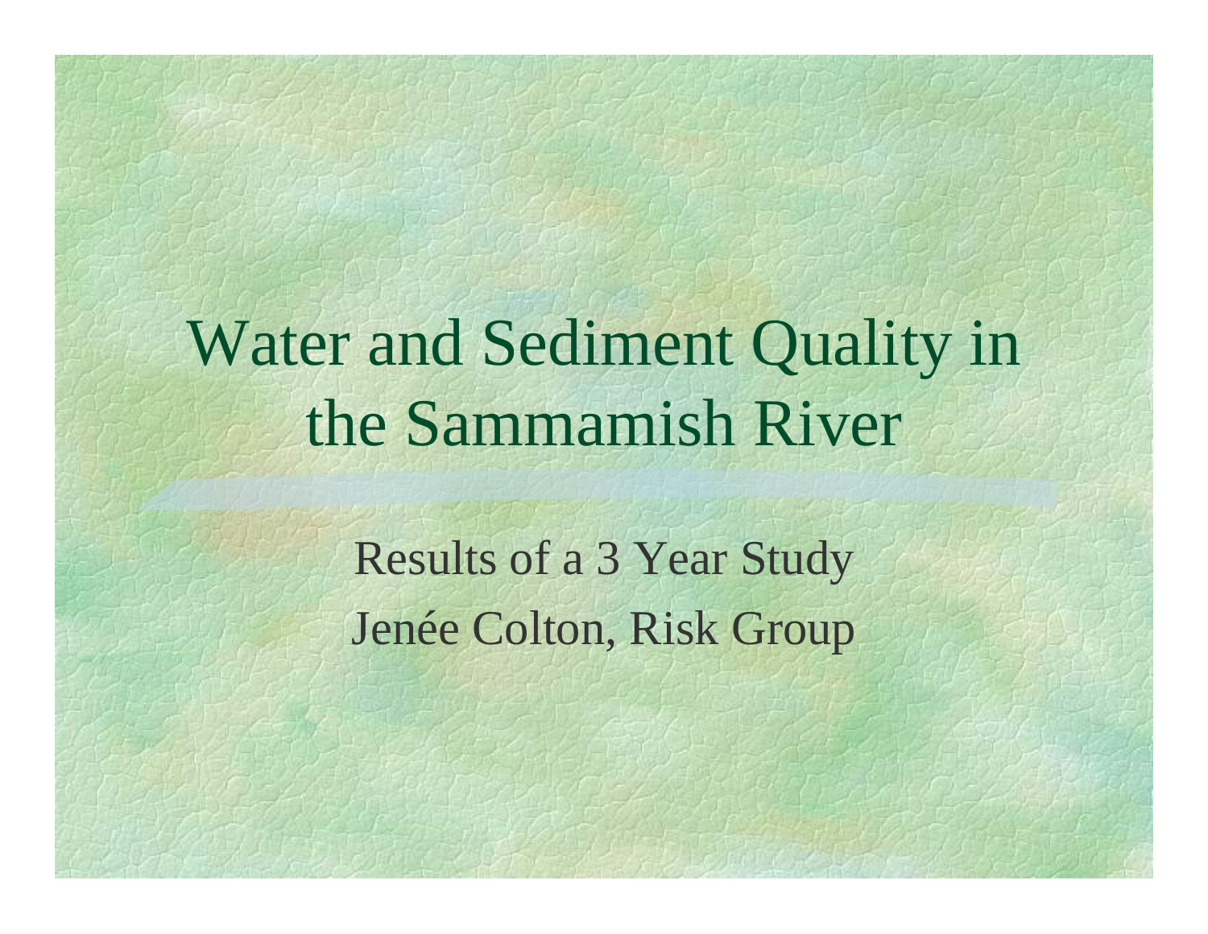# Water and Sediment Quality in the Sammamish River

Results of a 3 Year Study

Jenée Colton, Risk Group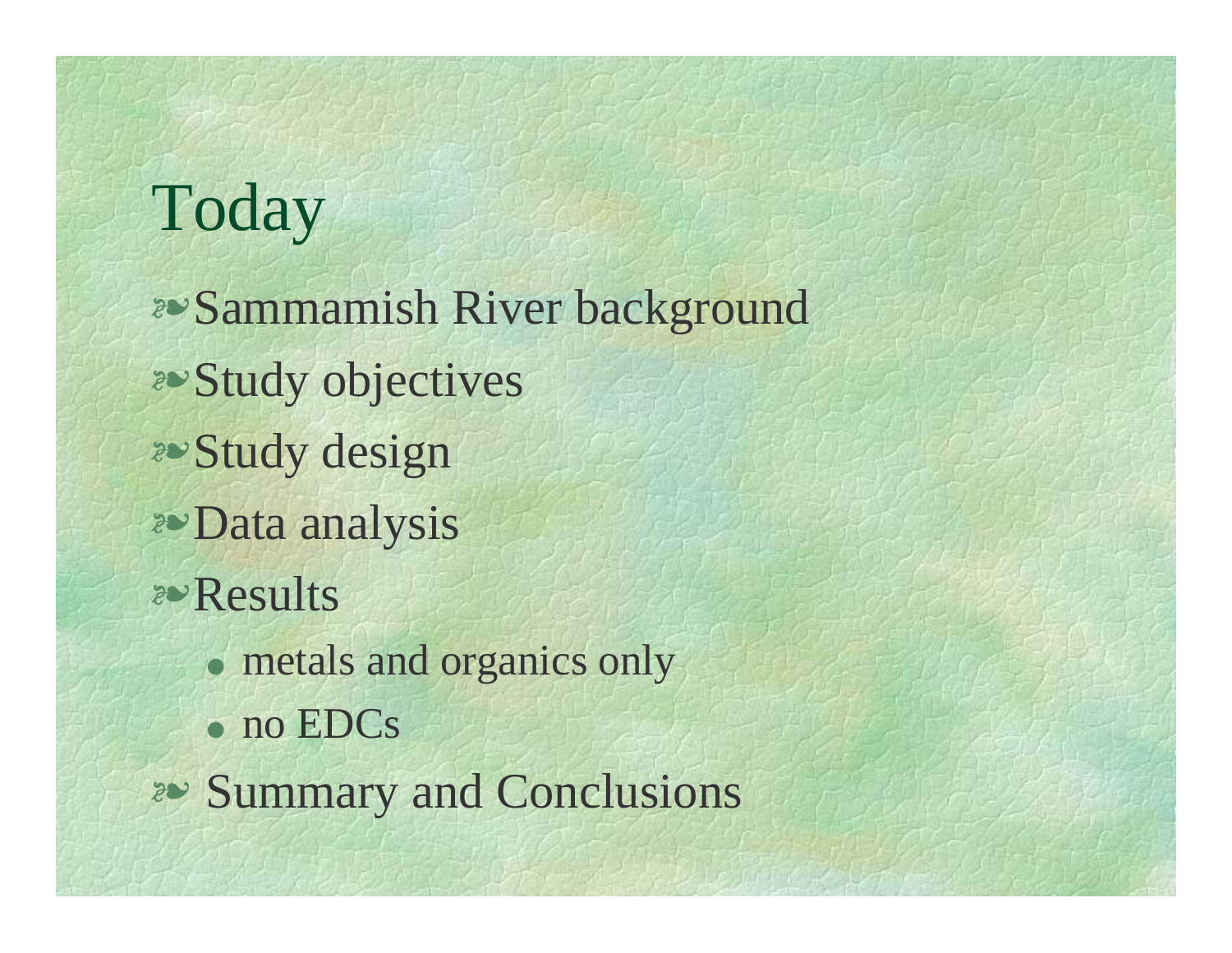# Today

- Sammamish River background
- Study objectives
- Study design
- Data analysis
- Results
  - metals and organics only
  - no EDCs
- Summary and Conclusions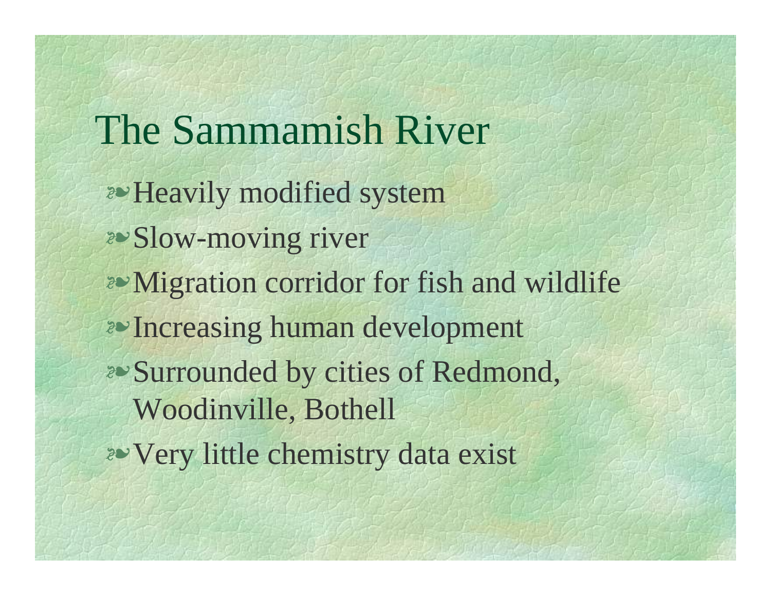# The Sammamish River

- Heavily modified system
- Slow-moving river
- Migration corridor for fish and wildlife
- Increasing human development
- Surrounded by cities of Redmond, Woodinville, Bothell
- Very little chemistry data exist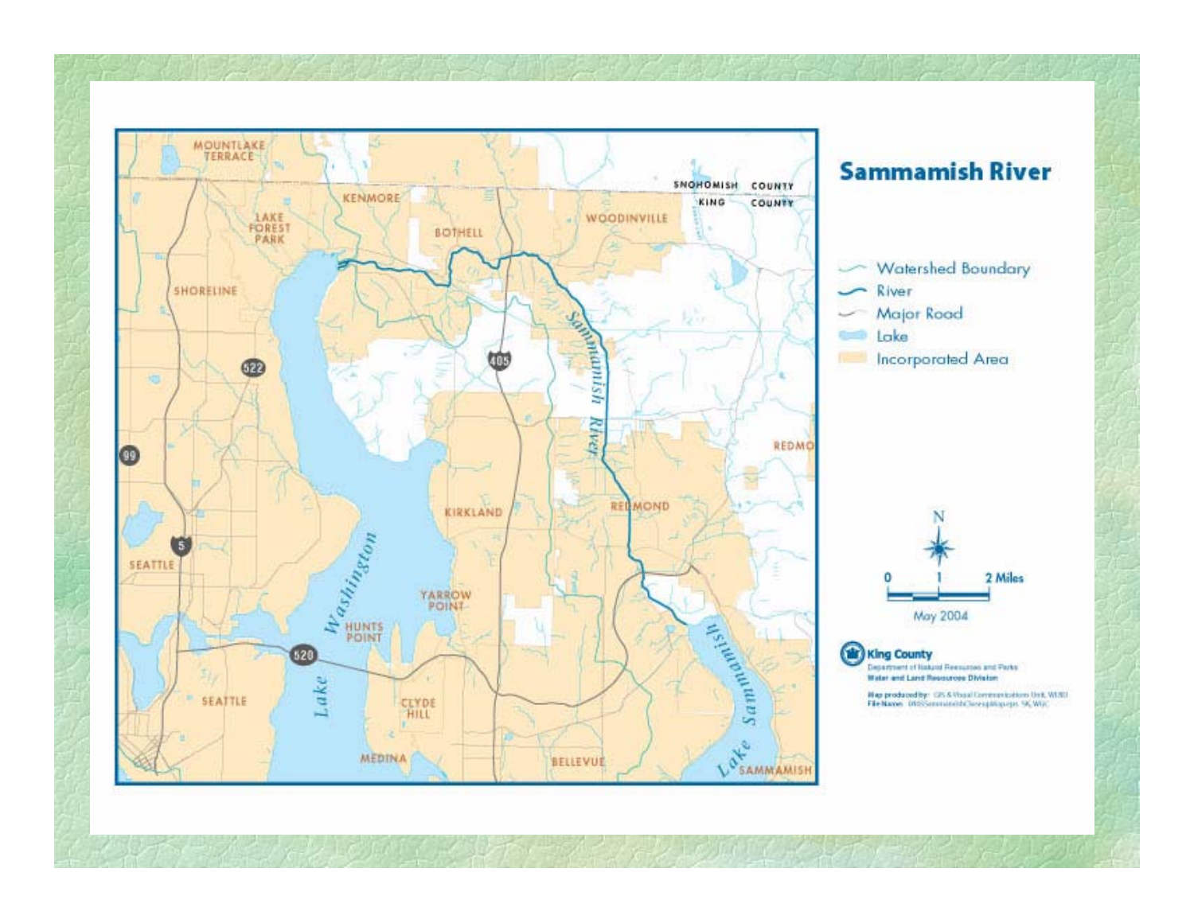# Sammamish River

Watershed Boundary
River
Major Road
Lake
Incorporated Area

N

0 1 2 Miles

May 2004

King County
Department of Natural Resources and Parks
Water and Land Resources Division

MOUNTLAKE TERRACE
KENMORE
LAKE FOREST PARK
BOTHELL
WOODINVILLE
SNOHOMISH COUNTY
KING COUNTY
SHORELINE
522
405
Sammamish River
99
REDMOND
KIRKLAND
5
SEATTLE
YARROW POINT
Lake Washington
HUNTS POINT
520
CLYDE HILL
MEDINA
BELLEVUE
Lake Sammamish
SAMMAMISH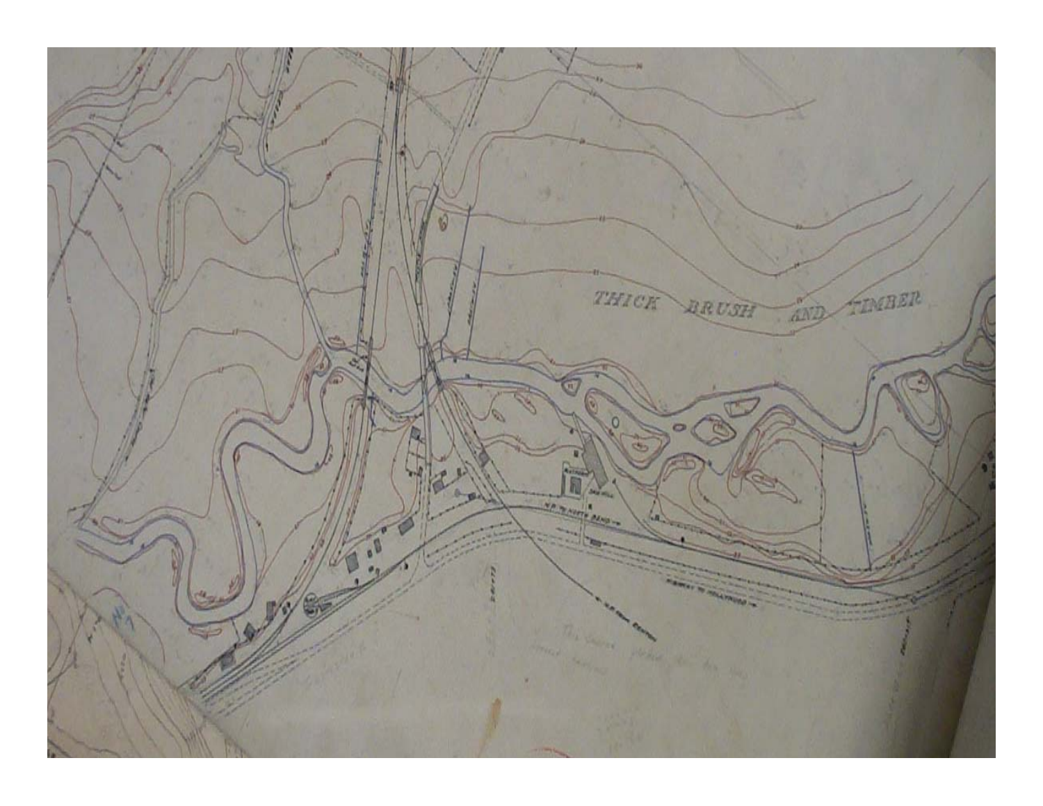THICK BRUSH AND TIMBER

N.P. TO NORTH BEND

HIGHWAY TO HOLLYWOOD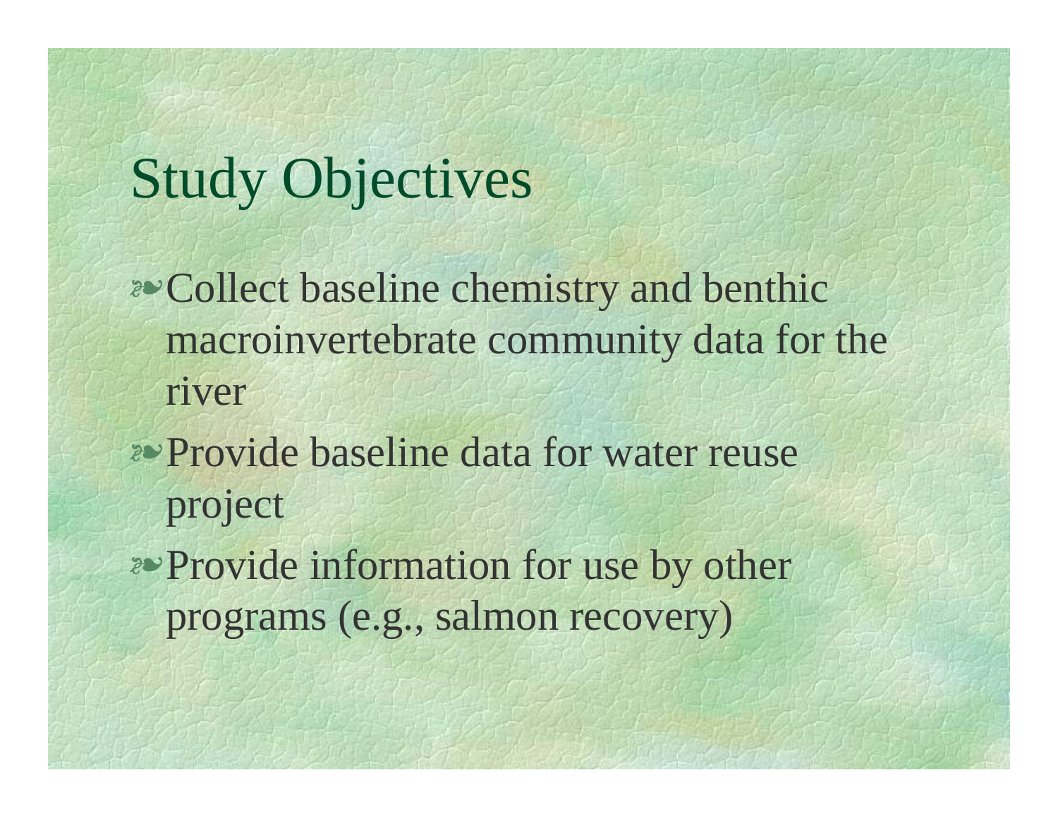# Study Objectives

- Collect baseline chemistry and benthic macroinvertebrate community data for the river
- Provide baseline data for water reuse project
- Provide information for use by other programs (e.g., salmon recovery)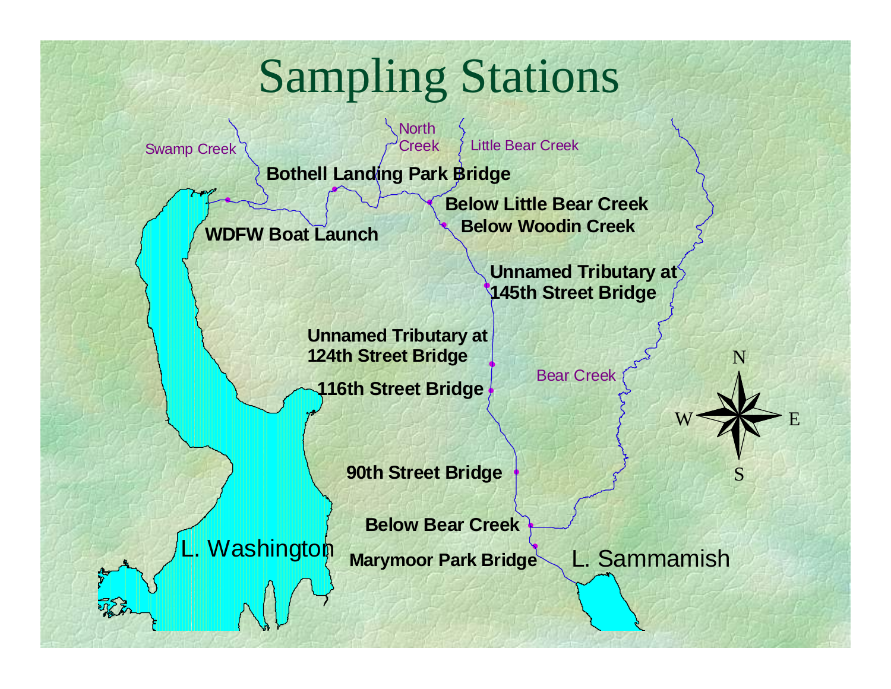# Sampling Stations

Swamp Creek

North Creek

Little Bear Creek

Bothell Landing Park Bridge

Below Little Bear Creek

Below Woodin Creek

WDFW Boat Launch

Unnamed Tributary at 145th Street Bridge

Unnamed Tributary at 124th Street Bridge

116th Street Bridge

Bear Creek

N

W

E

S

90th Street Bridge

Below Bear Creek

Marymoor Park Bridge

L. Washington

L. Sammamish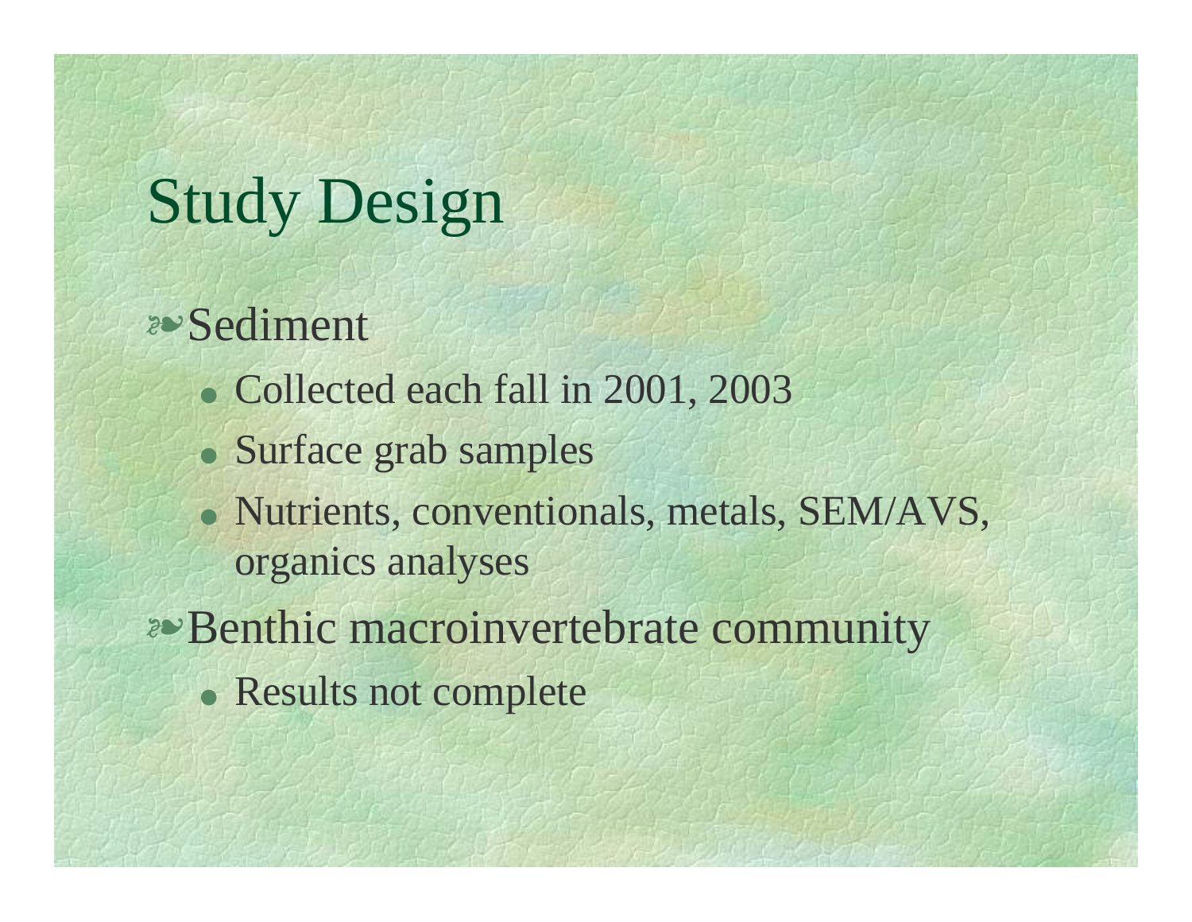# Study Design

- Sediment
  - Collected each fall in 2001, 2003
  - Surface grab samples
  - Nutrients, conventionals, metals, SEM/AVS, organics analyses
- Benthic macroinvertebrate community
  - Results not complete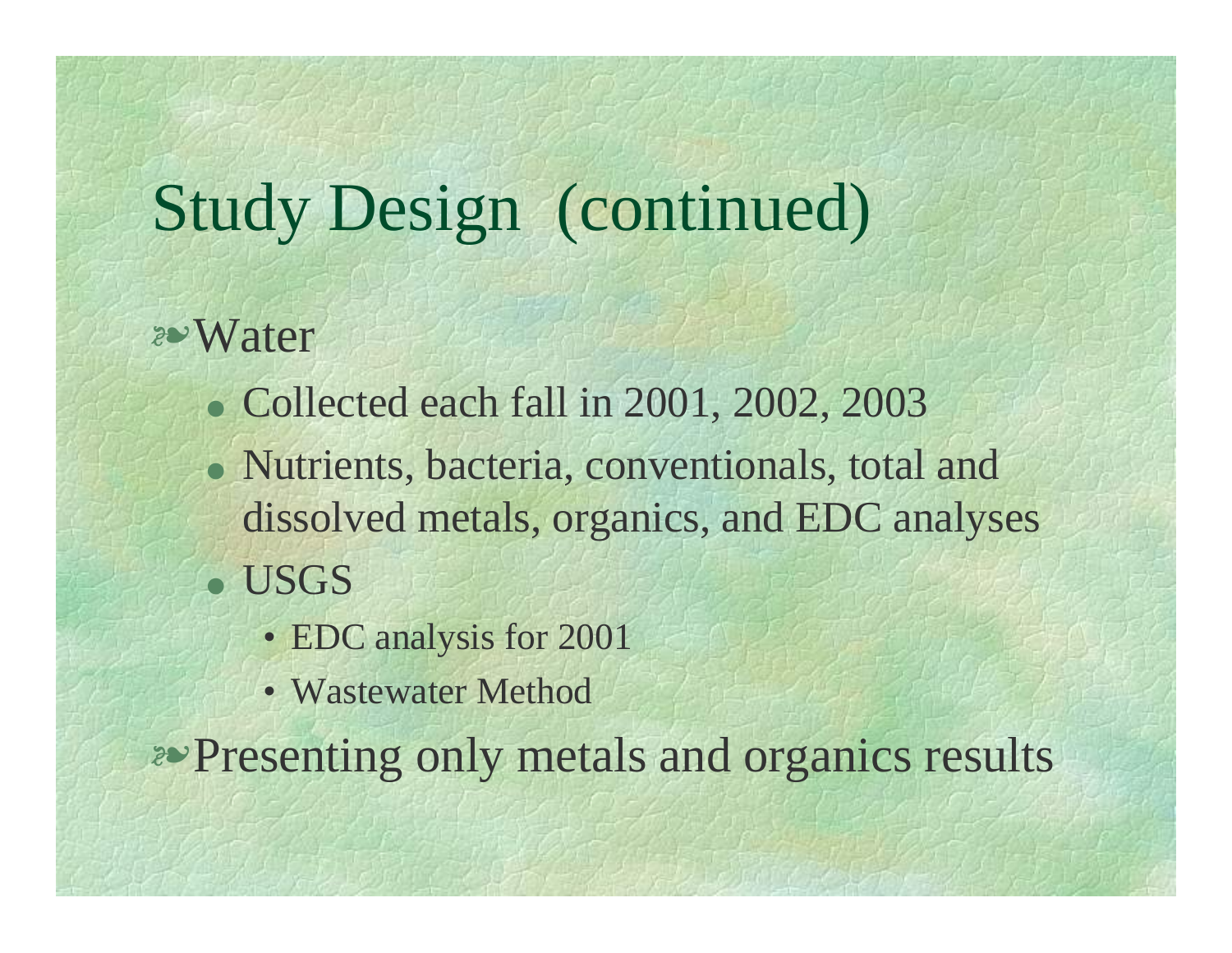# Study Design (continued)

- Water
  - Collected each fall in 2001, 2002, 2003
  - Nutrients, bacteria, conventionals, total and dissolved metals, organics, and EDC analyses
  - USGS
    - EDC analysis for 2001
    - Wastewater Method
- Presenting only metals and organics results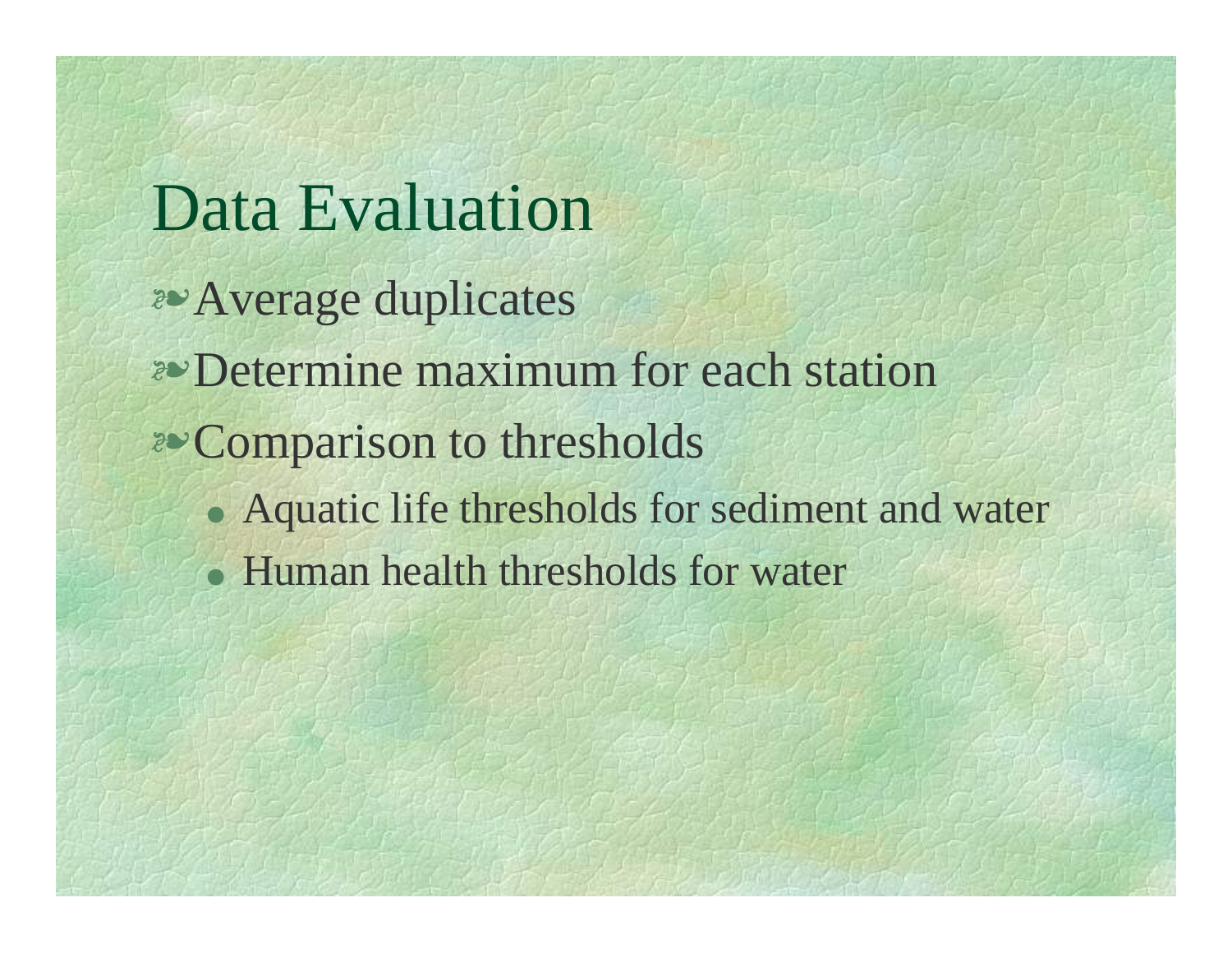# Data Evaluation

- Average duplicates
- Determine maximum for each station
- Comparison to thresholds
  - Aquatic life thresholds for sediment and water
  - Human health thresholds for water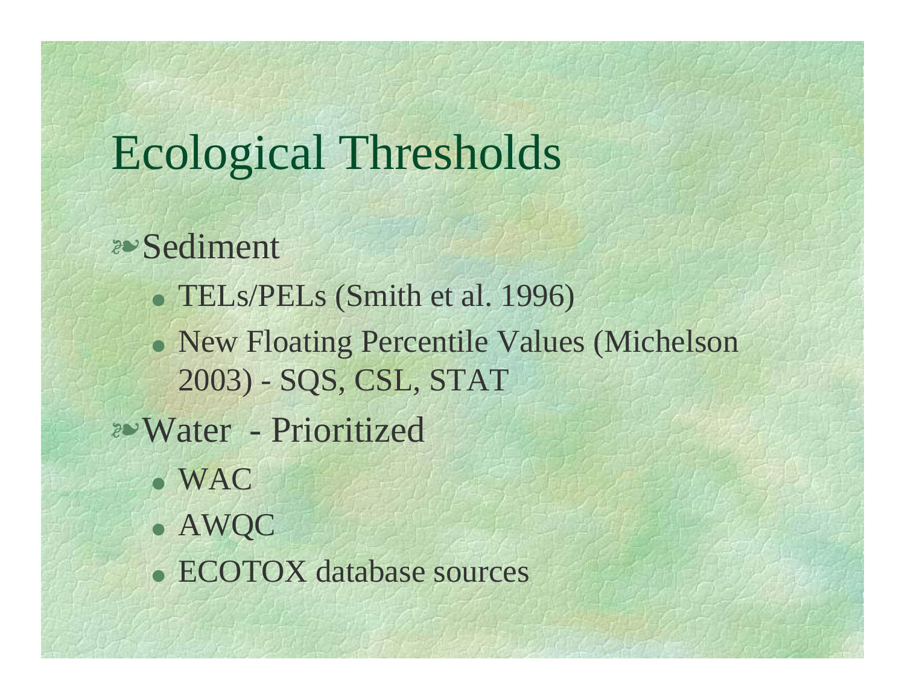# Ecological Thresholds

- Sediment
  - TELs/PELs (Smith et al. 1996)
  - New Floating Percentile Values (Michelson 2003) - SQS, CSL, STAT
- Water - Prioritized
  - WAC
  - AWQC
  - ECOTOX database sources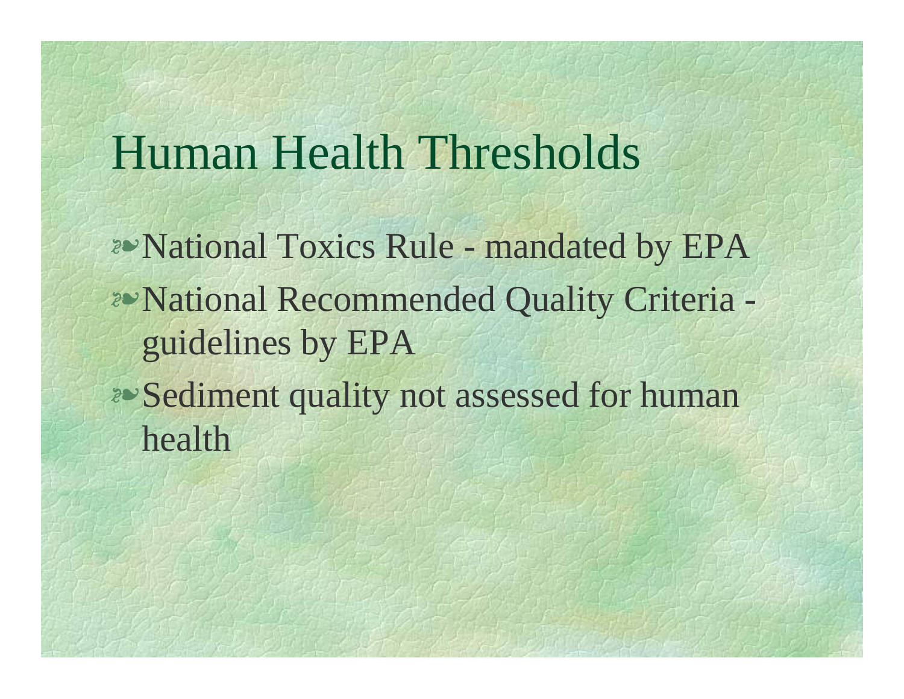# Human Health Thresholds

- National Toxics Rule - mandated by EPA
- National Recommended Quality Criteria - guidelines by EPA
- Sediment quality not assessed for human health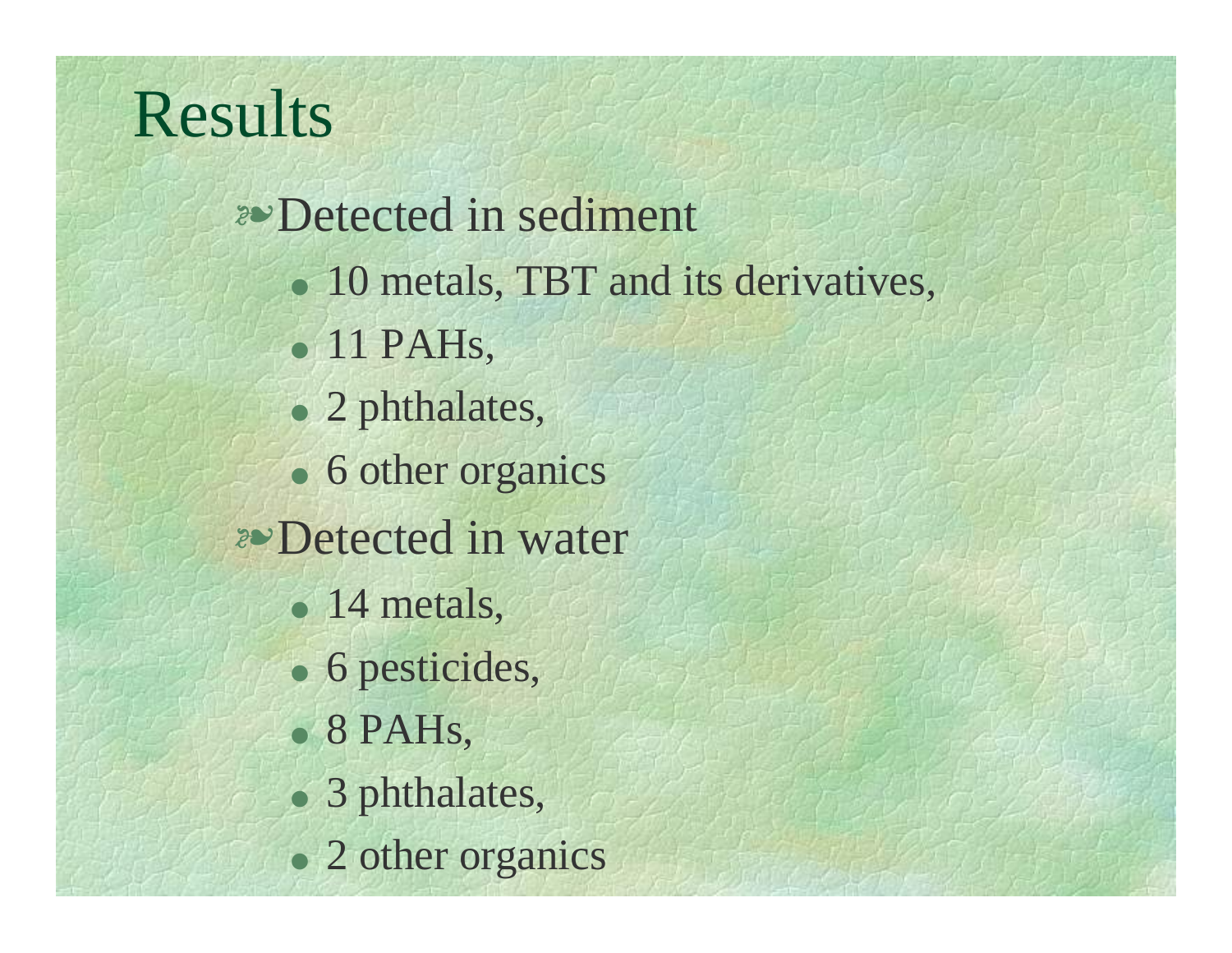# Results

- Detected in sediment
  - 10 metals, TBT and its derivatives,
  - 11 PAHs,
  - 2 phthalates,
  - 6 other organics
- Detected in water
  - 14 metals,
  - 6 pesticides,
  - 8 PAHs,
  - 3 phthalates,
  - 2 other organics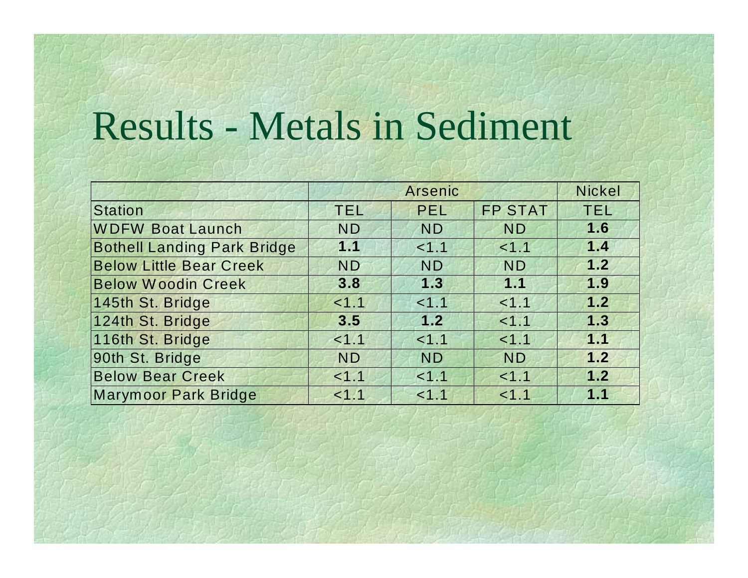# Results - Metals in Sediment

| | Arsenic | | | Nickel |
|---|---|---|---|---|
| Station | TEL | PEL | FP STAT | TEL |
| WDFW Boat Launch | ND | ND | ND | **1.6** |
| Bothell Landing Park Bridge | **1.1** | <1.1 | <1.1 | **1.4** |
| Below Little Bear Creek | ND | ND | ND | **1.2** |
| Below Woodin Creek | **3.8** | **1.3** | **1.1** | **1.9** |
| 145th St. Bridge | <1.1 | <1.1 | <1.1 | **1.2** |
| 124th St. Bridge | **3.5** | **1.2** | <1.1 | **1.3** |
| 116th St. Bridge | <1.1 | <1.1 | <1.1 | **1.1** |
| 90th St. Bridge | ND | ND | ND | **1.2** |
| Below Bear Creek | <1.1 | <1.1 | <1.1 | **1.2** |
| Marymoor Park Bridge | <1.1 | <1.1 | <1.1 | **1.1** |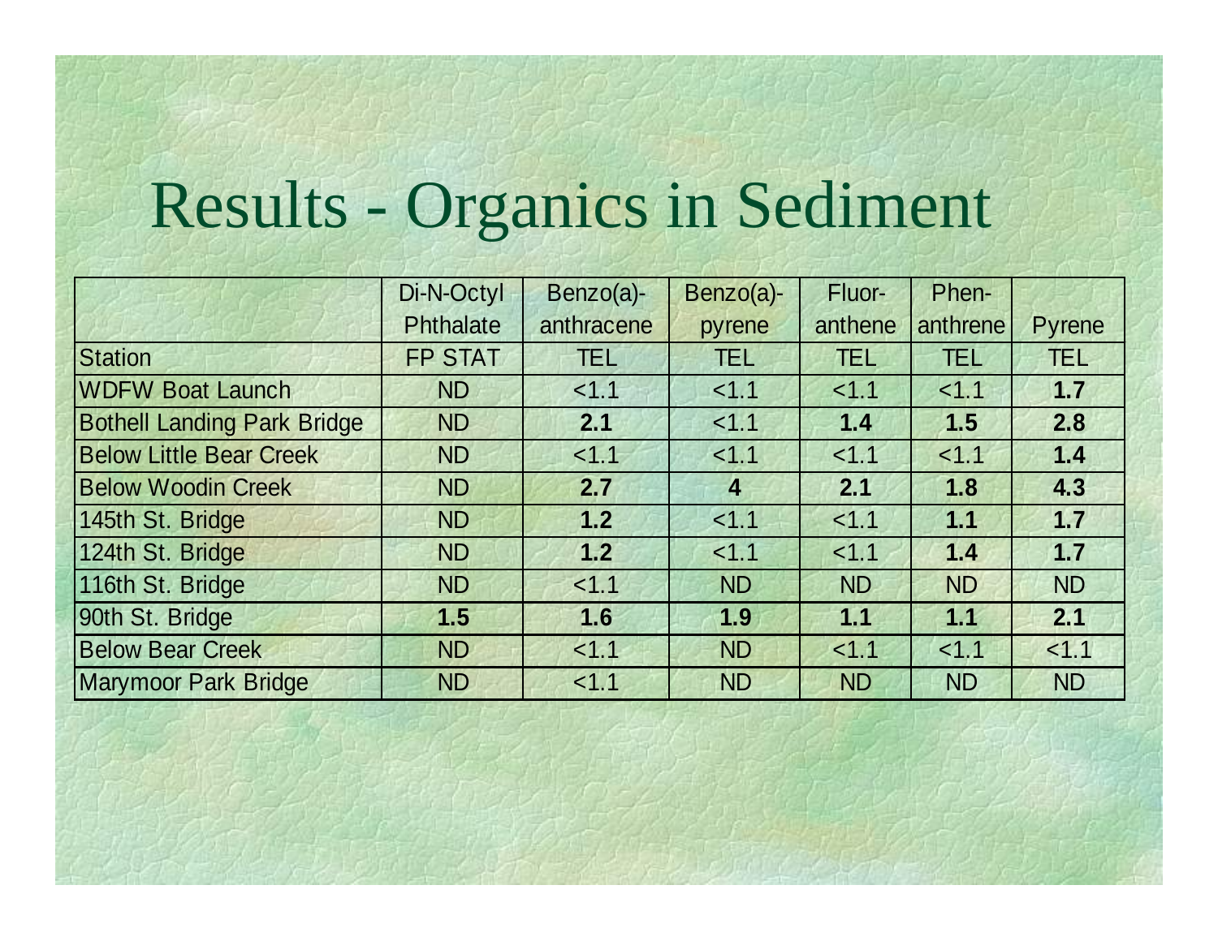# Results - Organics in Sediment

| | Di-N-Octyl Phthalate | Benzo(a)-anthracene | Benzo(a)-pyrene | Fluor-anthene | Phen-anthrene | Pyrene |
|---|---|---|---|---|---|---|
| Station | FP STAT | TEL | TEL | TEL | TEL | TEL |
| WDFW Boat Launch | ND | <1.1 | <1.1 | <1.1 | <1.1 | **1.7** |
| Bothell Landing Park Bridge | ND | **2.1** | <1.1 | **1.4** | **1.5** | **2.8** |
| Below Little Bear Creek | ND | <1.1 | <1.1 | <1.1 | <1.1 | **1.4** |
| Below Woodin Creek | ND | **2.7** | **4** | **2.1** | **1.8** | **4.3** |
| 145th St. Bridge | ND | **1.2** | <1.1 | <1.1 | **1.1** | **1.7** |
| 124th St. Bridge | ND | **1.2** | <1.1 | <1.1 | **1.4** | **1.7** |
| 116th St. Bridge | ND | <1.1 | ND | ND | ND | ND |
| 90th St. Bridge | **1.5** | **1.6** | **1.9** | **1.1** | **1.1** | **2.1** |
| Below Bear Creek | ND | <1.1 | ND | <1.1 | <1.1 | <1.1 |
| Marymoor Park Bridge | ND | <1.1 | ND | ND | ND | ND |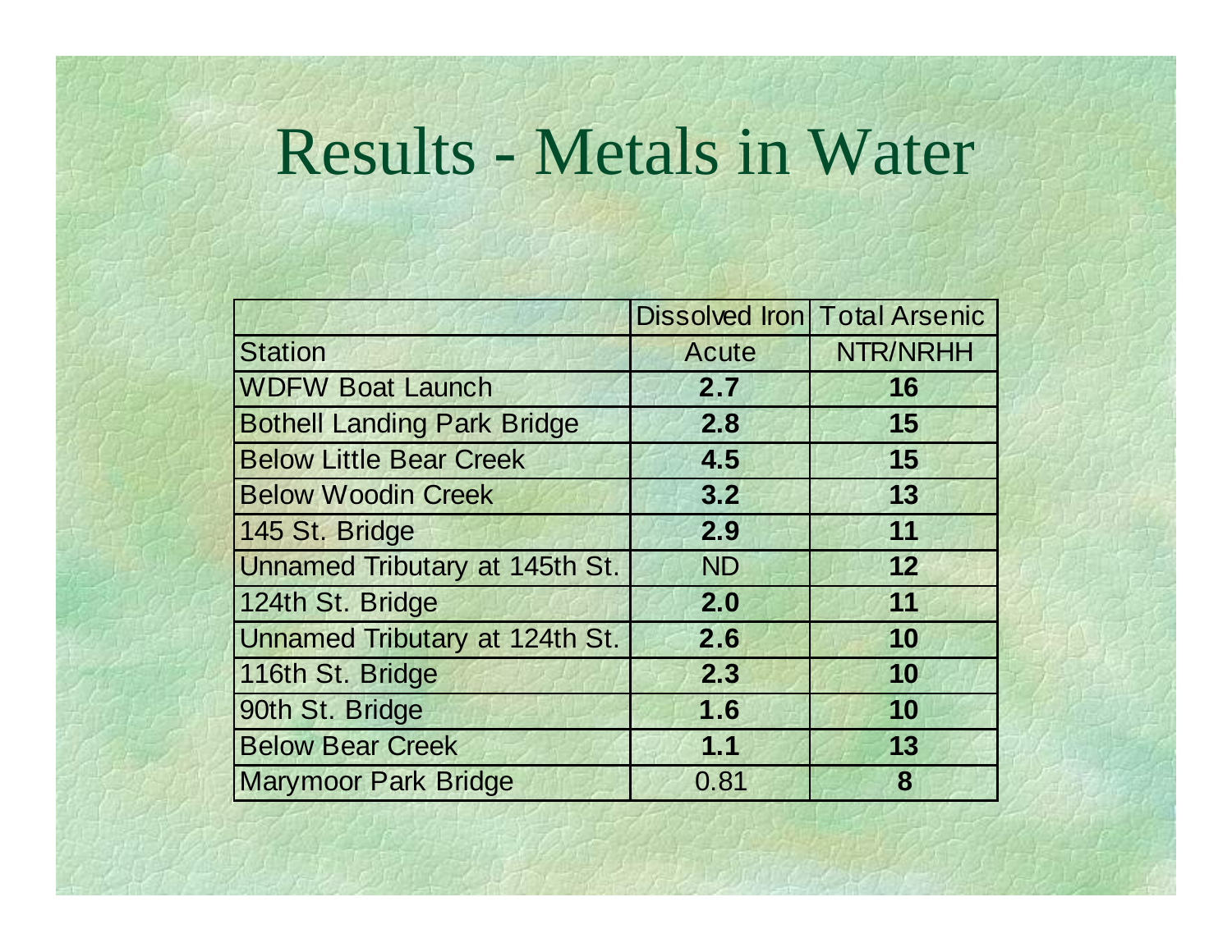# Results - Metals in Water

| | Dissolved Iron | Total Arsenic |
|---|---|---|
| Station | Acute | NTR/NRHH |
| WDFW Boat Launch | **2.7** | **16** |
| Bothell Landing Park Bridge | **2.8** | **15** |
| Below Little Bear Creek | **4.5** | **15** |
| Below Woodin Creek | **3.2** | **13** |
| 145 St. Bridge | **2.9** | **11** |
| Unnamed Tributary at 145th St. | ND | **12** |
| 124th St. Bridge | **2.0** | **11** |
| Unnamed Tributary at 124th St. | **2.6** | **10** |
| 116th St. Bridge | **2.3** | **10** |
| 90th St. Bridge | **1.6** | **10** |
| Below Bear Creek | **1.1** | **13** |
| Marymoor Park Bridge | 0.81 | **8** |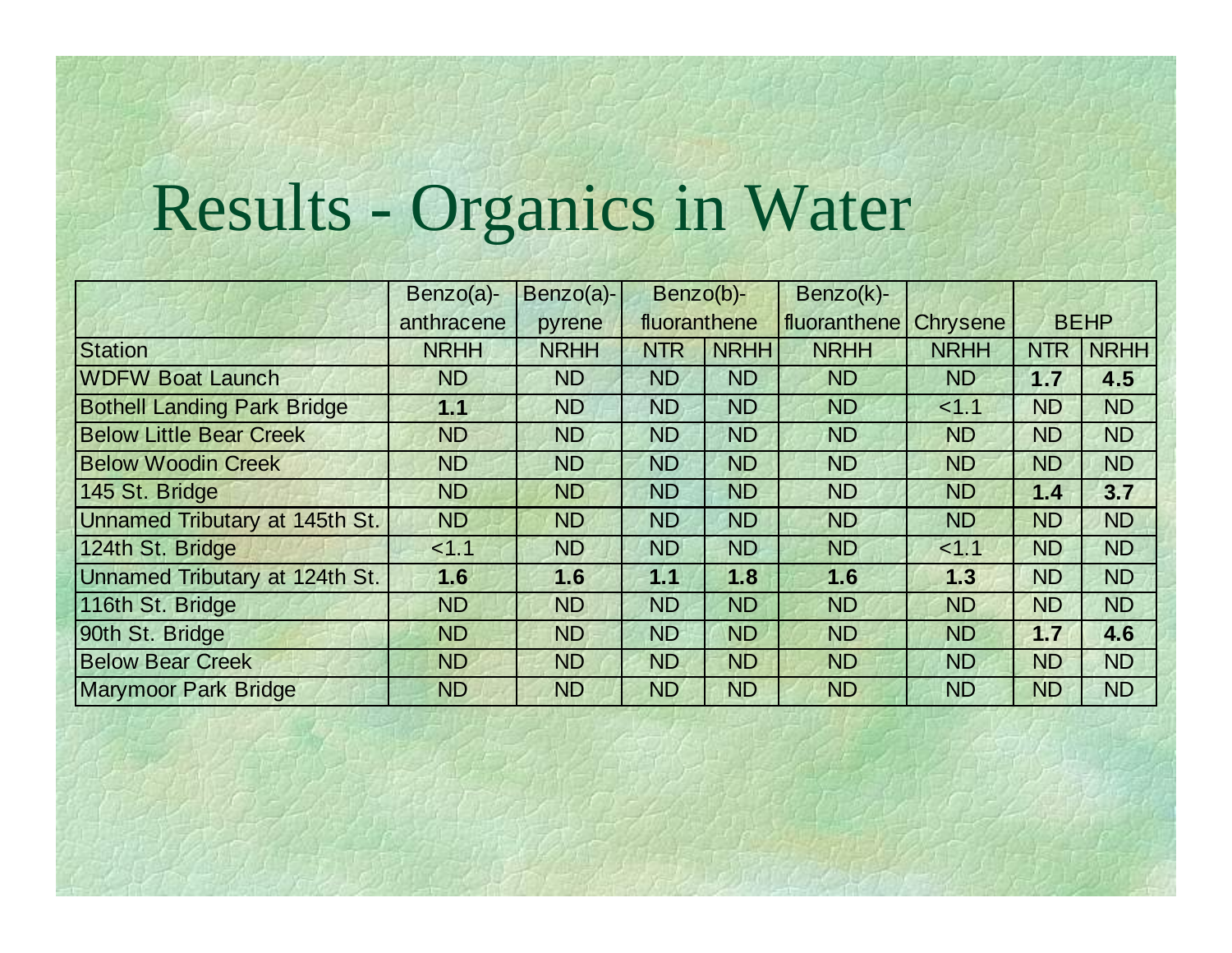# Results - Organics in Water

| | Benzo(a)-anthracene | Benzo(a)-pyrene | Benzo(b)-fluoranthene | | Benzo(k)-fluoranthene | Chrysene | BEHP | |
|---|---|---|---|---|---|---|---|---|
| Station | NRHH | NRHH | NTR | NRHH | NRHH | NRHH | NTR | NRHH |
| WDFW Boat Launch | ND | ND | ND | ND | ND | ND | **1.7** | **4.5** |
| Bothell Landing Park Bridge | **1.1** | ND | ND | ND | ND | <1.1 | ND | ND |
| Below Little Bear Creek | ND | ND | ND | ND | ND | ND | ND | ND |
| Below Woodin Creek | ND | ND | ND | ND | ND | ND | ND | ND |
| 145 St. Bridge | ND | ND | ND | ND | ND | ND | **1.4** | **3.7** |
| Unnamed Tributary at 145th St. | ND | ND | ND | ND | ND | ND | ND | ND |
| 124th St. Bridge | <1.1 | ND | ND | ND | ND | <1.1 | ND | ND |
| Unnamed Tributary at 124th St. | **1.6** | **1.6** | **1.1** | **1.8** | **1.6** | **1.3** | ND | ND |
| 116th St. Bridge | ND | ND | ND | ND | ND | ND | ND | ND |
| 90th St. Bridge | ND | ND | ND | ND | ND | ND | **1.7** | **4.6** |
| Below Bear Creek | ND | ND | ND | ND | ND | ND | ND | ND |
| Marymoor Park Bridge | ND | ND | ND | ND | ND | ND | ND | ND |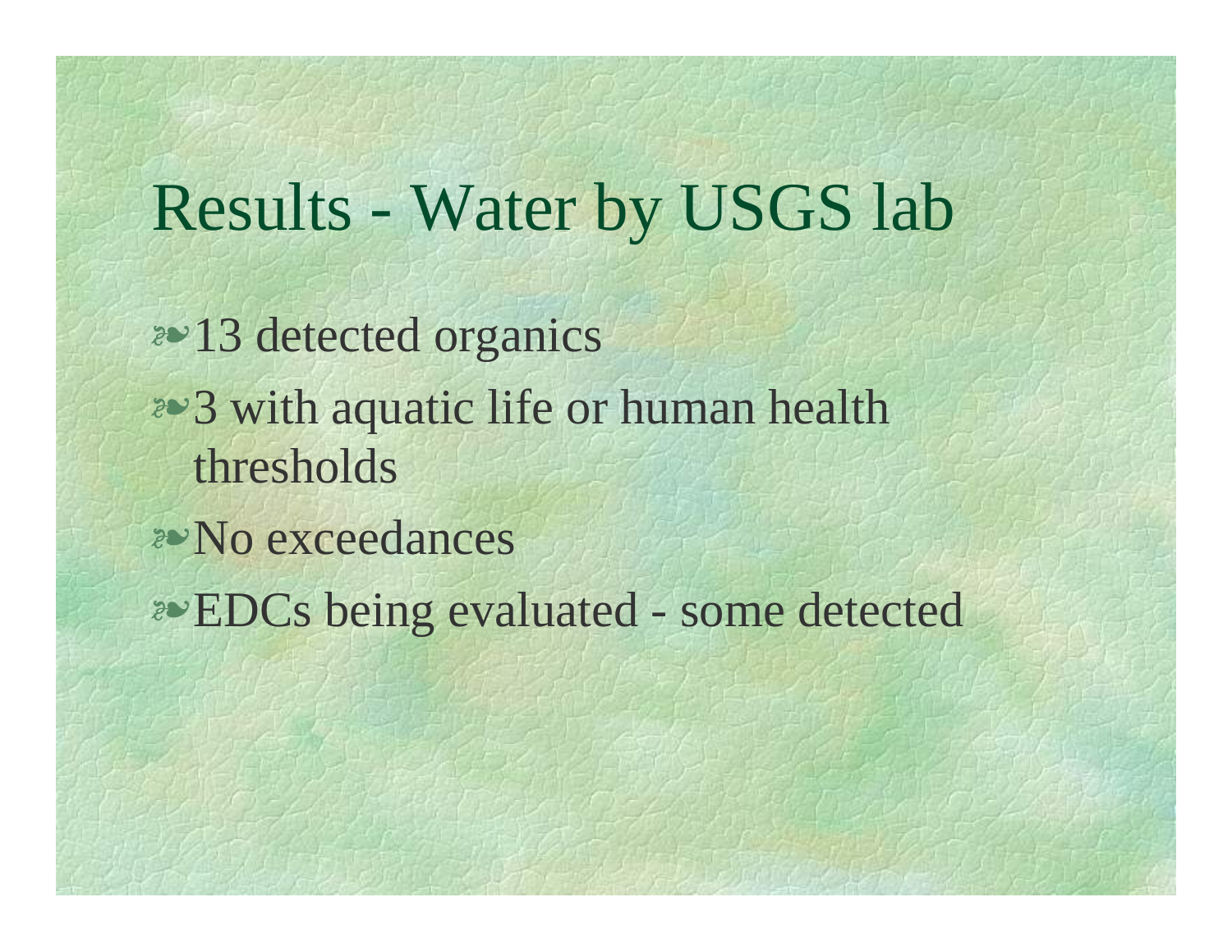# Results - Water by USGS lab

- 13 detected organics
- 3 with aquatic life or human health thresholds
- No exceedances
- EDCs being evaluated - some detected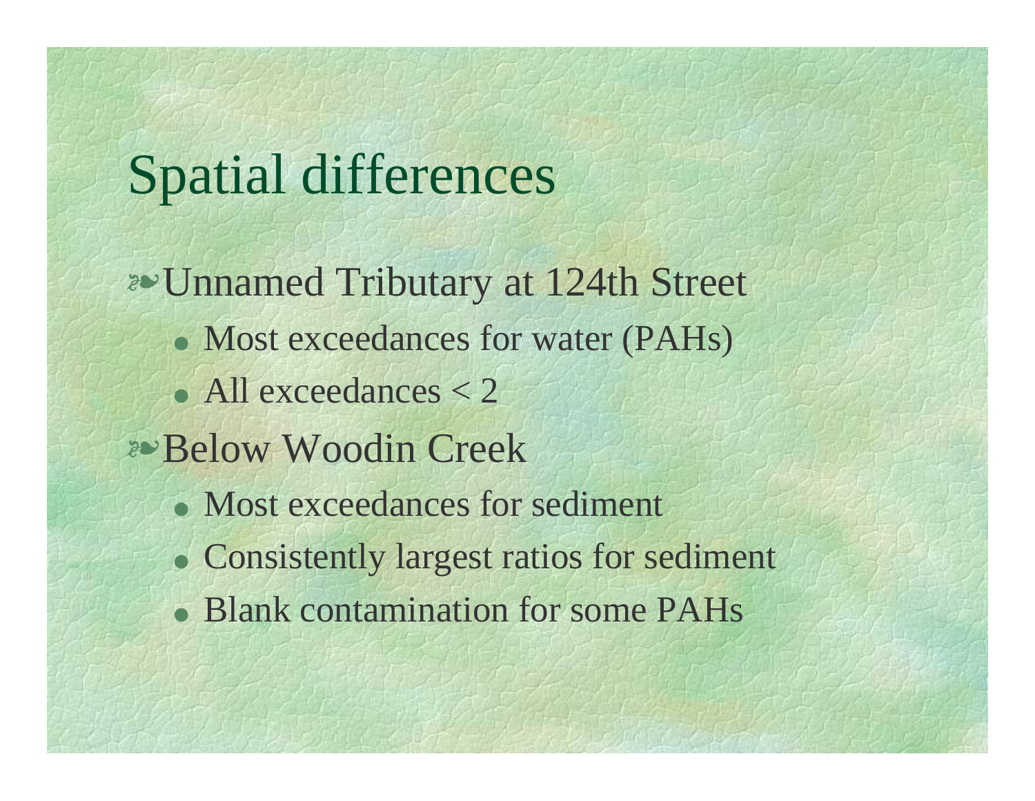# Spatial differences

- Unnamed Tributary at 124th Street
  - Most exceedances for water (PAHs)
  - All exceedances < 2
- Below Woodin Creek
  - Most exceedances for sediment
  - Consistently largest ratios for sediment
  - Blank contamination for some PAHs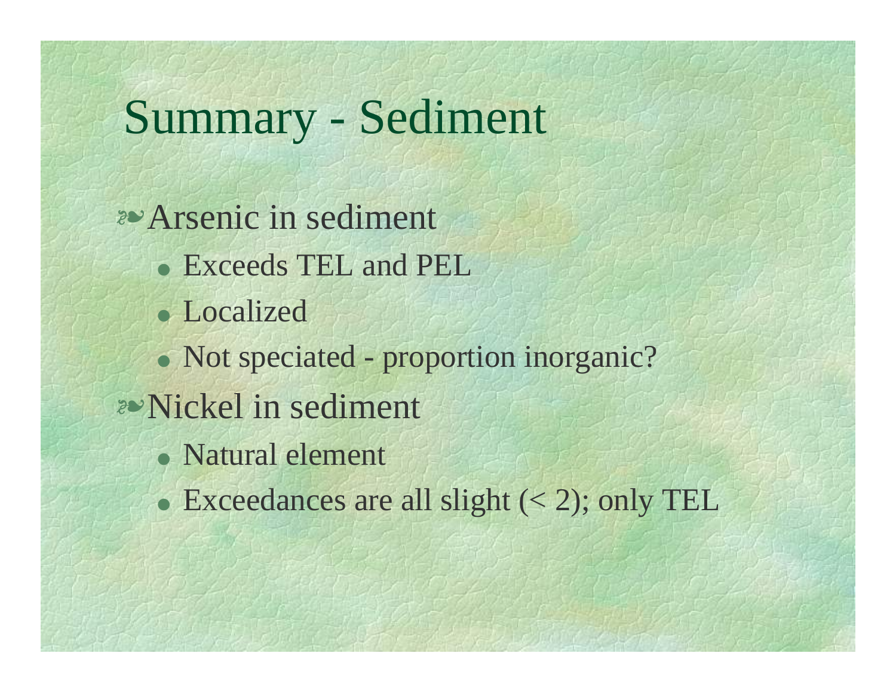# Summary - Sediment

- Arsenic in sediment
  - Exceeds TEL and PEL
  - Localized
  - Not speciated - proportion inorganic?
- Nickel in sediment
  - Natural element
  - Exceedances are all slight (< 2); only TEL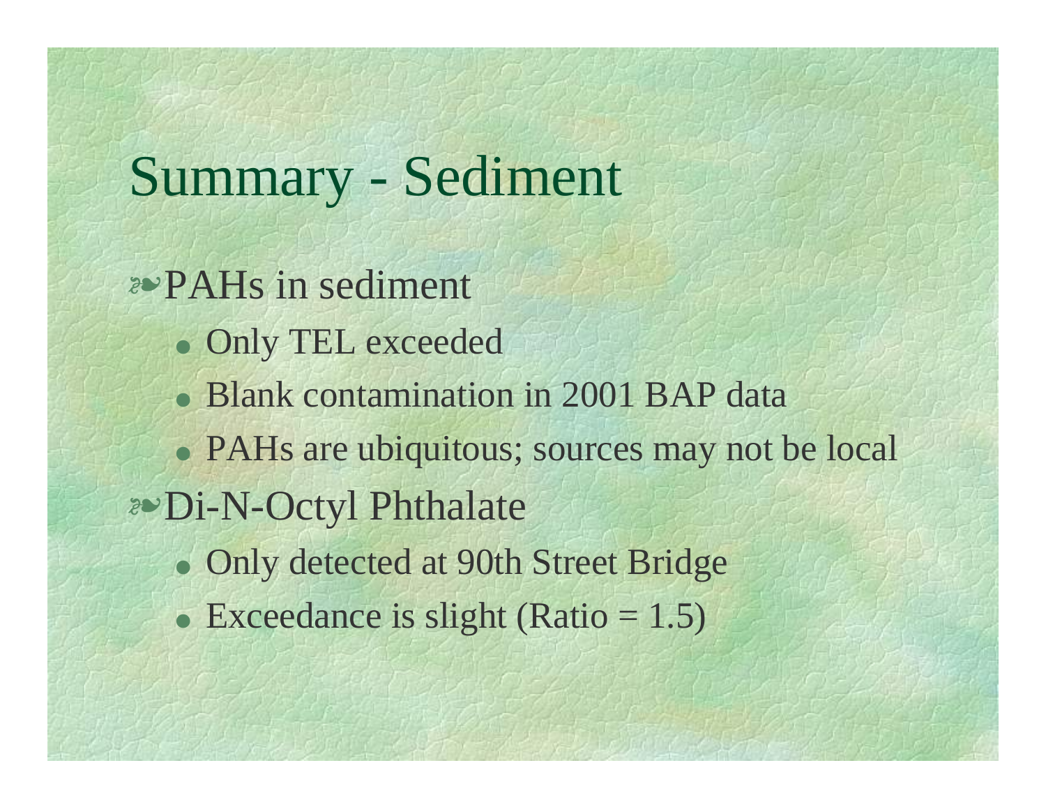# Summary - Sediment

- PAHs in sediment
  - Only TEL exceeded
  - Blank contamination in 2001 BAP data
  - PAHs are ubiquitous; sources may not be local
- Di-N-Octyl Phthalate
  - Only detected at 90th Street Bridge
  - Exceedance is slight (Ratio = 1.5)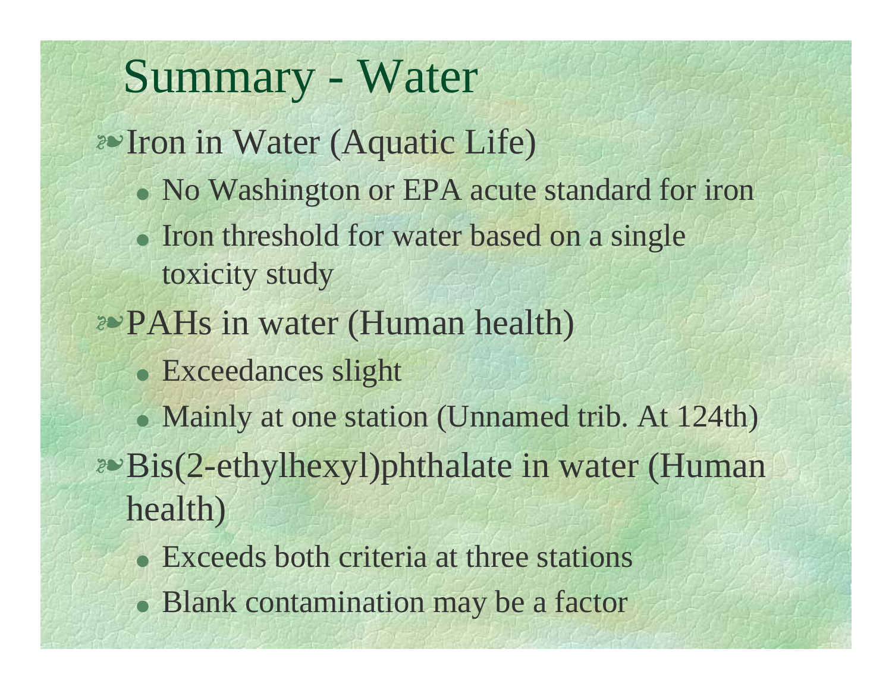# Summary - Water

- Iron in Water (Aquatic Life)
  - No Washington or EPA acute standard for iron
  - Iron threshold for water based on a single toxicity study
- PAHs in water (Human health)
  - Exceedances slight
  - Mainly at one station (Unnamed trib. At 124th)
- Bis(2-ethylhexyl)phthalate in water (Human health)
  - Exceeds both criteria at three stations
  - Blank contamination may be a factor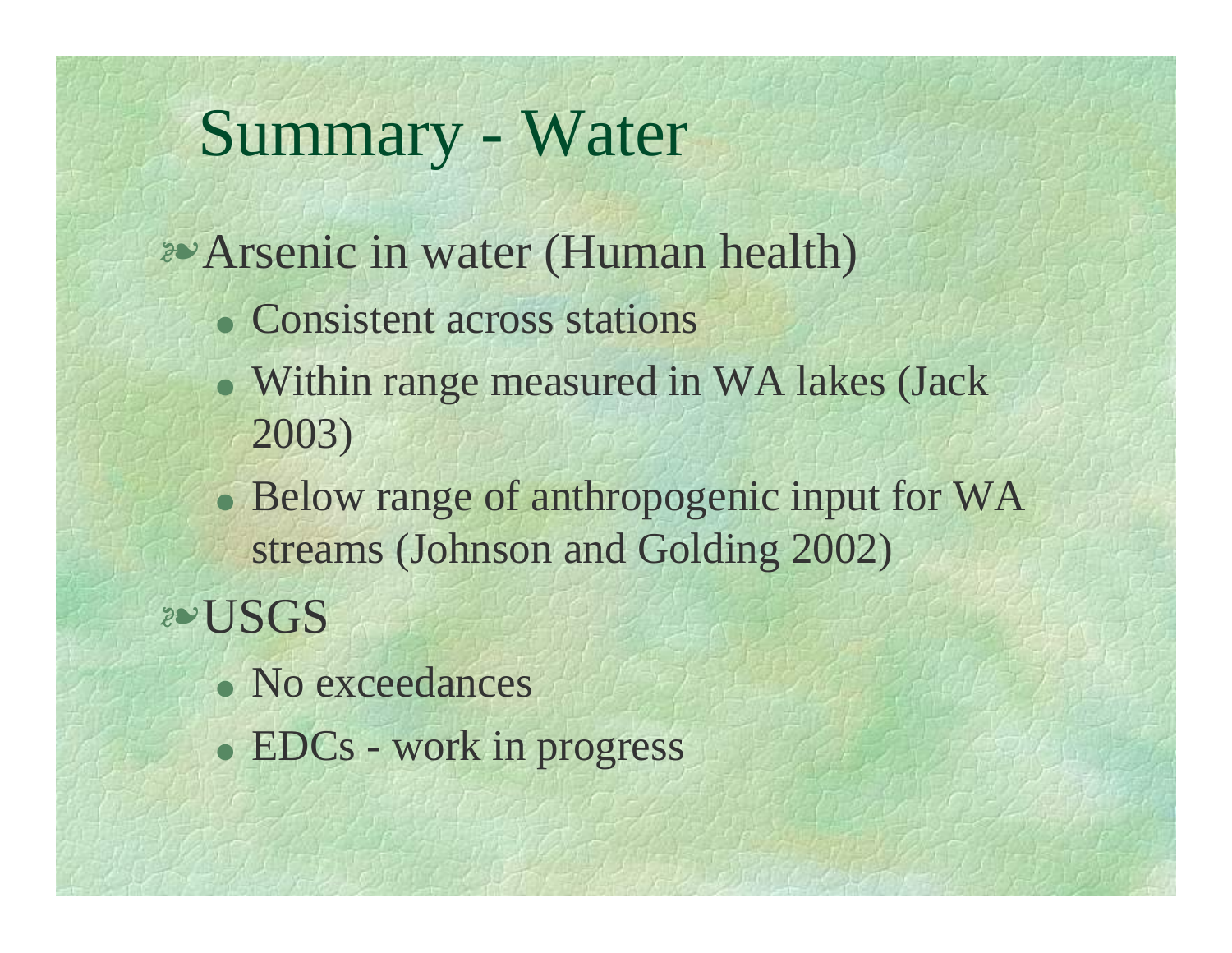# Summary - Water

- Arsenic in water (Human health)
  - Consistent across stations
  - Within range measured in WA lakes (Jack 2003)
  - Below range of anthropogenic input for WA streams (Johnson and Golding 2002)
- USGS
  - No exceedances
  - EDCs - work in progress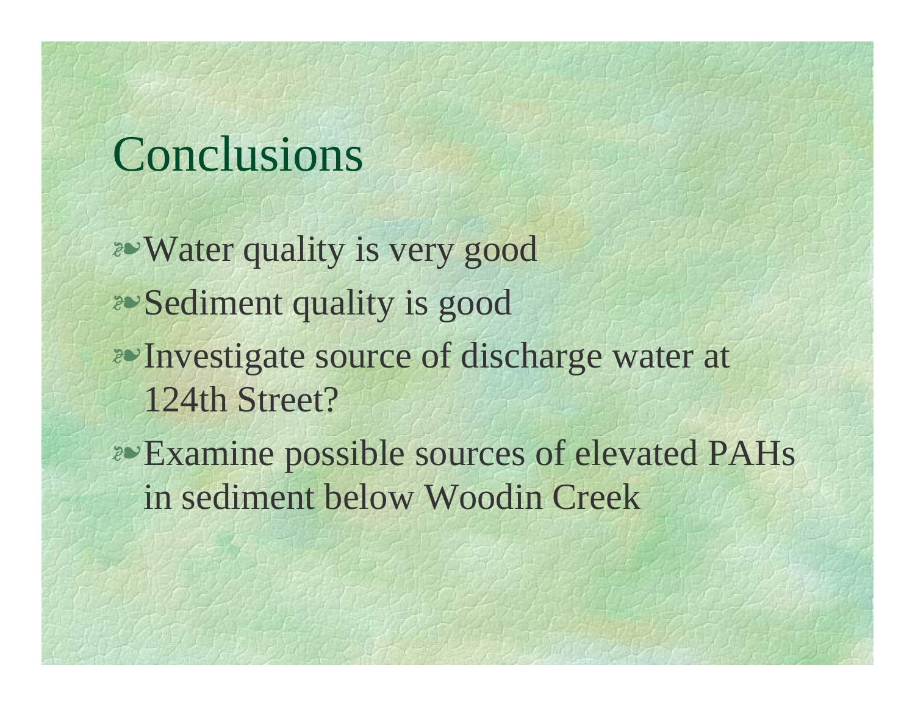# Conclusions

- Water quality is very good
- Sediment quality is good
- Investigate source of discharge water at 124th Street?
- Examine possible sources of elevated PAHs in sediment below Woodin Creek